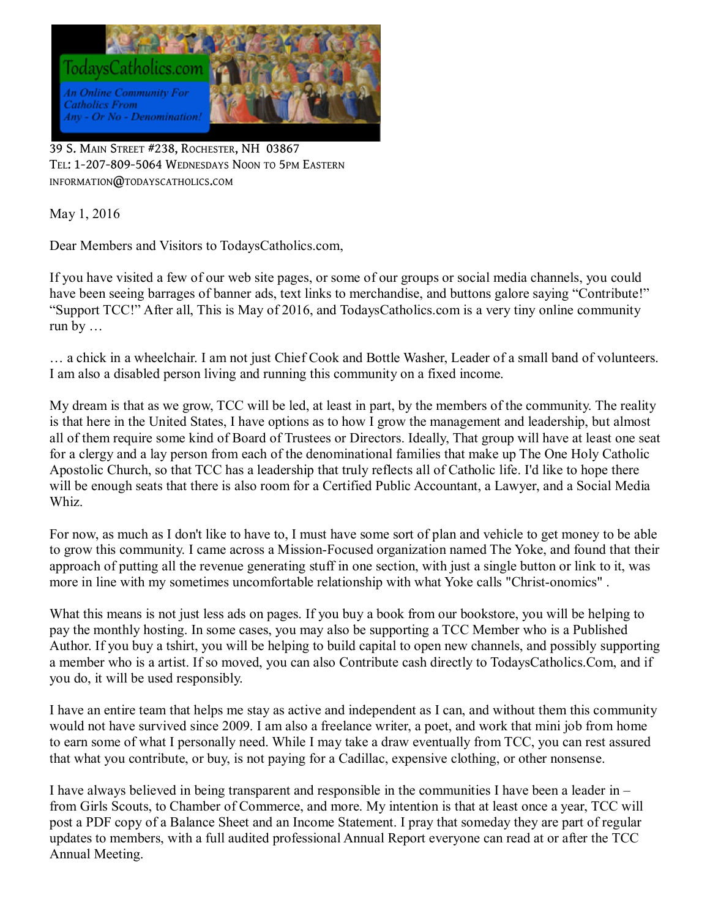TodaysCatholics.com

*An Online Community For Catholics From Any - Or No - Denomination!*

39 S. Main Street #238, Rochester, NH 03867
Tel: 1-207-809-5064 Wednesdays Noon to 5pm Eastern
information@todayscatholics.com

May 1, 2016

Dear Members and Visitors to TodaysCatholics.com,

If you have visited a few of our web site pages, or some of our groups or social media channels, you could have been seeing barrages of banner ads, text links to merchandise, and buttons galore saying "Contribute!" "Support TCC!" After all, This is May of 2016, and TodaysCatholics.com is a very tiny online community run by …

… a chick in a wheelchair. I am not just Chief Cook and Bottle Washer, Leader of a small band of volunteers. I am also a disabled person living and running this community on a fixed income.

My dream is that as we grow, TCC will be led, at least in part, by the members of the community. The reality is that here in the United States, I have options as to how I grow the management and leadership, but almost all of them require some kind of Board of Trustees or Directors. Ideally, That group will have at least one seat for a clergy and a lay person from each of the denominational families that make up The One Holy Catholic Apostolic Church, so that TCC has a leadership that truly reflects all of Catholic life. I'd like to hope there will be enough seats that there is also room for a Certified Public Accountant, a Lawyer, and a Social Media Whiz.

For now, as much as I don't like to have to, I must have some sort of plan and vehicle to get money to be able to grow this community. I came across a Mission-Focused organization named The Yoke, and found that their approach of putting all the revenue generating stuff in one section, with just a single button or link to it, was more in line with my sometimes uncomfortable relationship with what Yoke calls "Christ-onomics" .

What this means is not just less ads on pages. If you buy a book from our bookstore, you will be helping to pay the monthly hosting. In some cases, you may also be supporting a TCC Member who is a Published Author. If you buy a tshirt, you will be helping to build capital to open new channels, and possibly supporting a member who is a artist. If so moved, you can also Contribute cash directly to TodaysCatholics.Com, and if you do, it will be used responsibly.

I have an entire team that helps me stay as active and independent as I can, and without them this community would not have survived since 2009. I am also a freelance writer, a poet, and work that mini job from home to earn some of what I personally need. While I may take a draw eventually from TCC, you can rest assured that what you contribute, or buy, is not paying for a Cadillac, expensive clothing, or other nonsense.

I have always believed in being transparent and responsible in the communities I have been a leader in – from Girls Scouts, to Chamber of Commerce, and more. My intention is that at least once a year, TCC will post a PDF copy of a Balance Sheet and an Income Statement. I pray that someday they are part of regular updates to members, with a full audited professional Annual Report everyone can read at or after the TCC Annual Meeting.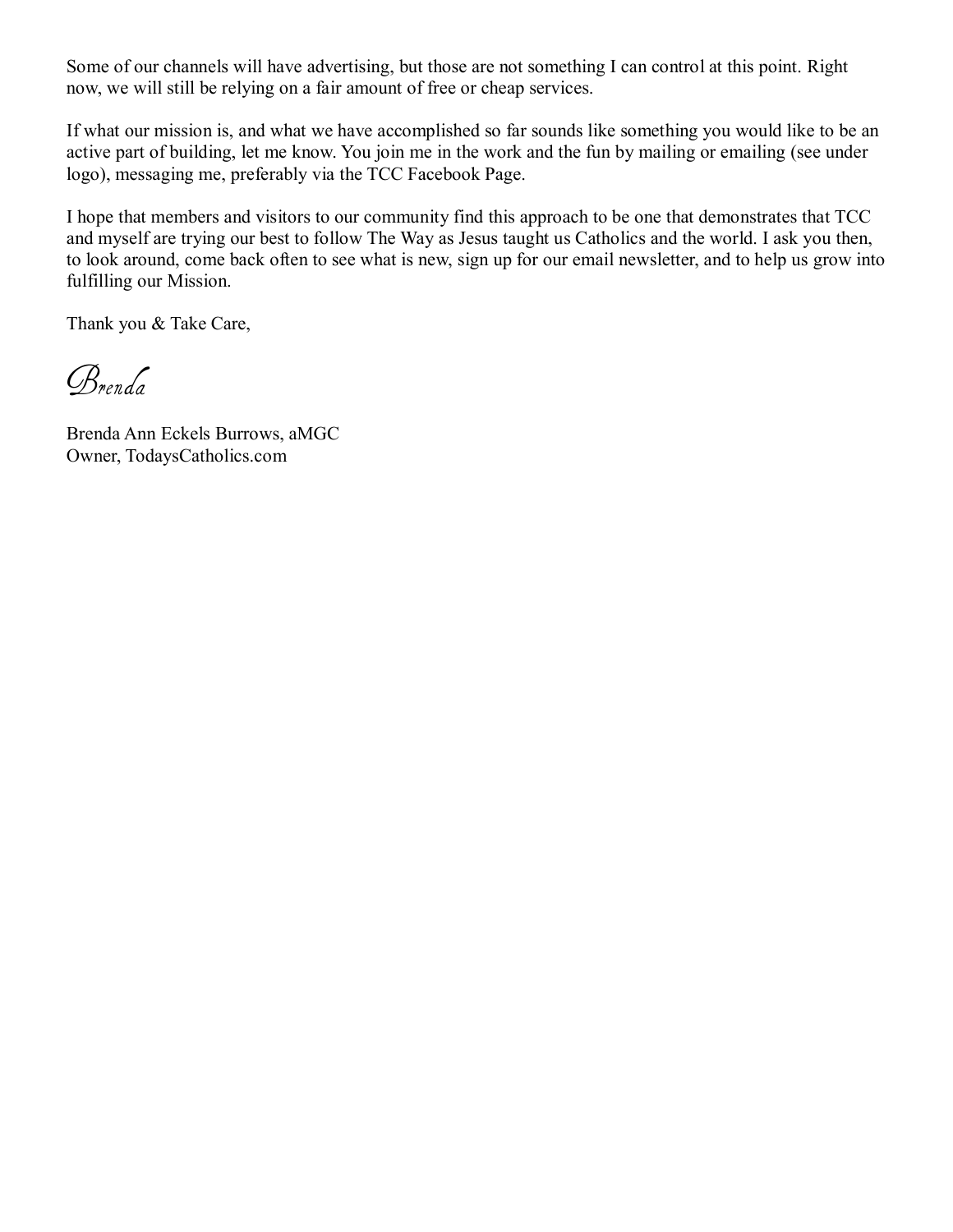Some of our channels will have advertising, but those are not something I can control at this point. Right now, we will still be relying on a fair amount of free or cheap services.

If what our mission is, and what we have accomplished so far sounds like something you would like to be an active part of building, let me know. You join me in the work and the fun by mailing or emailing (see under logo), messaging me, preferably via the TCC Facebook Page.

I hope that members and visitors to our community find this approach to be one that demonstrates that TCC and myself are trying our best to follow The Way as Jesus taught us Catholics and the world. I ask you then, to look around, come back often to see what is new, sign up for our email newsletter, and to help us grow into fulfilling our Mission.

Thank you & Take Care,

*Brenda*

Brenda Ann Eckels Burrows, aMGC
Owner, TodaysCatholics.com